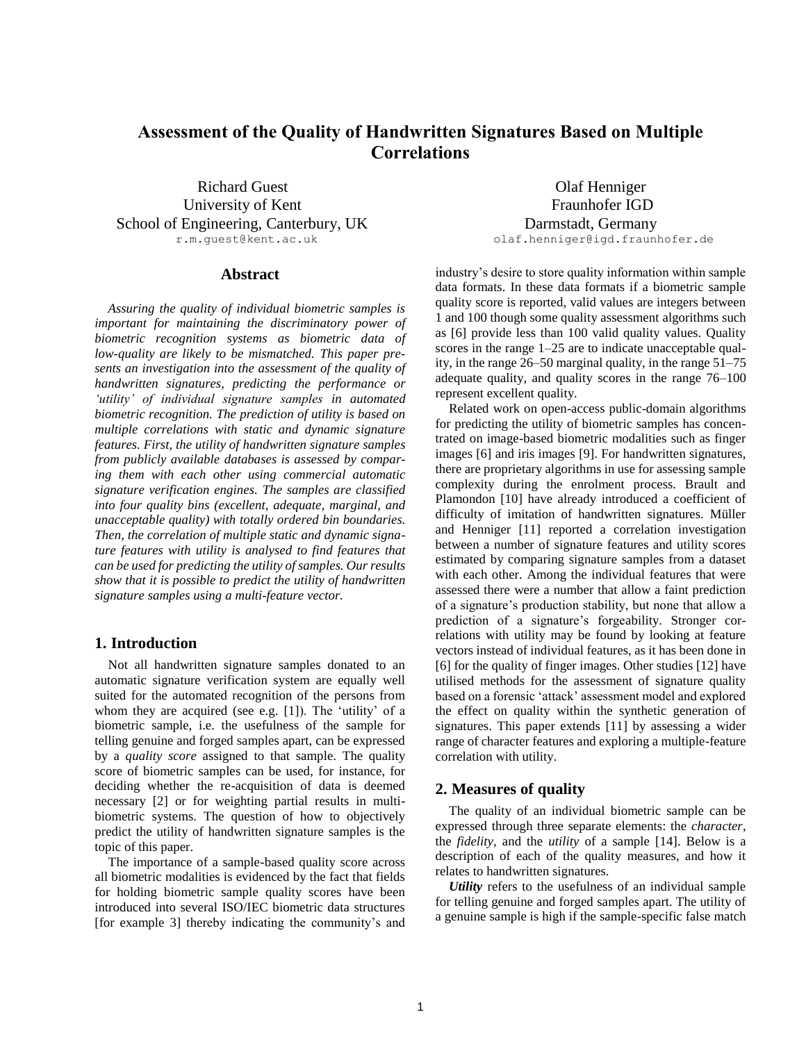# Assessment of the Quality of Handwritten Signatures Based on Multiple Correlations

Richard Guest
University of Kent
School of Engineering, Canterbury, UK
r.m.guest@kent.ac.uk

Olaf Henniger
Fraunhofer IGD
Darmstadt, Germany
olaf.henniger@igd.fraunhofer.de

## Abstract

*Assuring the quality of individual biometric samples is important for maintaining the discriminatory power of biometric recognition systems as biometric data of low-quality are likely to be mismatched. This paper presents an investigation into the assessment of the quality of handwritten signatures, predicting the performance or 'utility' of individual signature samples in automated biometric recognition. The prediction of utility is based on multiple correlations with static and dynamic signature features. First, the utility of handwritten signature samples from publicly available databases is assessed by comparing them with each other using commercial automatic signature verification engines. The samples are classified into four quality bins (excellent, adequate, marginal, and unacceptable quality) with totally ordered bin boundaries. Then, the correlation of multiple static and dynamic signature features with utility is analysed to find features that can be used for predicting the utility of samples. Our results show that it is possible to predict the utility of handwritten signature samples using a multi-feature vector.*

## 1. Introduction

Not all handwritten signature samples donated to an automatic signature verification system are equally well suited for the automated recognition of the persons from whom they are acquired (see e.g. [1]). The 'utility' of a biometric sample, i.e. the usefulness of the sample for telling genuine and forged samples apart, can be expressed by a *quality score* assigned to that sample. The quality score of biometric samples can be used, for instance, for deciding whether the re-acquisition of data is deemed necessary [2] or for weighting partial results in multi-biometric systems. The question of how to objectively predict the utility of handwritten signature samples is the topic of this paper.

The importance of a sample-based quality score across all biometric modalities is evidenced by the fact that fields for holding biometric sample quality scores have been introduced into several ISO/IEC biometric data structures [for example 3] thereby indicating the community's and industry's desire to store quality information within sample data formats. In these data formats if a biometric sample quality score is reported, valid values are integers between 1 and 100 though some quality assessment algorithms such as [6] provide less than 100 valid quality values. Quality scores in the range 1–25 are to indicate unacceptable quality, in the range 26–50 marginal quality, in the range 51–75 adequate quality, and quality scores in the range 76–100 represent excellent quality.

Related work on open-access public-domain algorithms for predicting the utility of biometric samples has concentrated on image-based biometric modalities such as finger images [6] and iris images [9]. For handwritten signatures, there are proprietary algorithms in use for assessing sample complexity during the enrolment process. Brault and Plamondon [10] have already introduced a coefficient of difficulty of imitation of handwritten signatures. Müller and Henniger [11] reported a correlation investigation between a number of signature features and utility scores estimated by comparing signature samples from a dataset with each other. Among the individual features that were assessed there were a number that allow a faint prediction of a signature's production stability, but none that allow a prediction of a signature's forgeability. Stronger correlations with utility may be found by looking at feature vectors instead of individual features, as it has been done in [6] for the quality of finger images. Other studies [12] have utilised methods for the assessment of signature quality based on a forensic 'attack' assessment model and explored the effect on quality within the synthetic generation of signatures. This paper extends [11] by assessing a wider range of character features and exploring a multiple-feature correlation with utility.

## 2. Measures of quality

The quality of an individual biometric sample can be expressed through three separate elements: the *character*, the *fidelity*, and the *utility* of a sample [14]. Below is a description of each of the quality measures, and how it relates to handwritten signatures.

***Utility*** refers to the usefulness of an individual sample for telling genuine and forged samples apart. The utility of a genuine sample is high if the sample-specific false match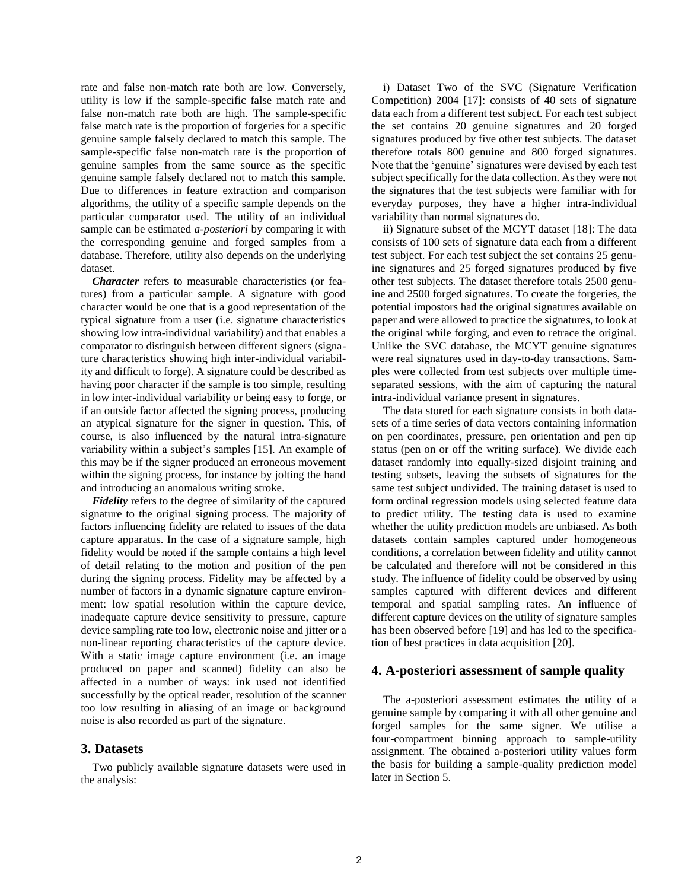rate and false non-match rate both are low. Conversely, utility is low if the sample-specific false match rate and false non-match rate both are high. The sample-specific false match rate is the proportion of forgeries for a specific genuine sample falsely declared to match this sample. The sample-specific false non-match rate is the proportion of genuine samples from the same source as the specific genuine sample falsely declared not to match this sample. Due to differences in feature extraction and comparison algorithms, the utility of a specific sample depends on the particular comparator used. The utility of an individual sample can be estimated *a-posteriori* by comparing it with the corresponding genuine and forged samples from a database. Therefore, utility also depends on the underlying dataset.

***Character*** refers to measurable characteristics (or features) from a particular sample. A signature with good character would be one that is a good representation of the typical signature from a user (i.e. signature characteristics showing low intra-individual variability) and that enables a comparator to distinguish between different signers (signature characteristics showing high inter-individual variability and difficult to forge). A signature could be described as having poor character if the sample is too simple, resulting in low inter-individual variability or being easy to forge, or if an outside factor affected the signing process, producing an atypical signature for the signer in question. This, of course, is also influenced by the natural intra-signature variability within a subject's samples [15]. An example of this may be if the signer produced an erroneous movement within the signing process, for instance by jolting the hand and introducing an anomalous writing stroke.

***Fidelity*** refers to the degree of similarity of the captured signature to the original signing process. The majority of factors influencing fidelity are related to issues of the data capture apparatus. In the case of a signature sample, high fidelity would be noted if the sample contains a high level of detail relating to the motion and position of the pen during the signing process. Fidelity may be affected by a number of factors in a dynamic signature capture environment: low spatial resolution within the capture device, inadequate capture device sensitivity to pressure, capture device sampling rate too low, electronic noise and jitter or a non-linear reporting characteristics of the capture device. With a static image capture environment (i.e. an image produced on paper and scanned) fidelity can also be affected in a number of ways: ink used not identified successfully by the optical reader, resolution of the scanner too low resulting in aliasing of an image or background noise is also recorded as part of the signature.

## 3. Datasets

Two publicly available signature datasets were used in the analysis:

i) Dataset Two of the SVC (Signature Verification Competition) 2004 [17]: consists of 40 sets of signature data each from a different test subject. For each test subject the set contains 20 genuine signatures and 20 forged signatures produced by five other test subjects. The dataset therefore totals 800 genuine and 800 forged signatures. Note that the 'genuine' signatures were devised by each test subject specifically for the data collection. As they were not the signatures that the test subjects were familiar with for everyday purposes, they have a higher intra-individual variability than normal signatures do.

ii) Signature subset of the MCYT dataset [18]: The data consists of 100 sets of signature data each from a different test subject. For each test subject the set contains 25 genuine signatures and 25 forged signatures produced by five other test subjects. The dataset therefore totals 2500 genuine and 2500 forged signatures. To create the forgeries, the potential impostors had the original signatures available on paper and were allowed to practice the signatures, to look at the original while forging, and even to retrace the original. Unlike the SVC database, the MCYT genuine signatures were real signatures used in day-to-day transactions. Samples were collected from test subjects over multiple time-separated sessions, with the aim of capturing the natural intra-individual variance present in signatures.

The data stored for each signature consists in both datasets of a time series of data vectors containing information on pen coordinates, pressure, pen orientation and pen tip status (pen on or off the writing surface). We divide each dataset randomly into equally-sized disjoint training and testing subsets, leaving the subsets of signatures for the same test subject undivided. The training dataset is used to form ordinal regression models using selected feature data to predict utility. The testing data is used to examine whether the utility prediction models are unbiased**.** As both datasets contain samples captured under homogeneous conditions, a correlation between fidelity and utility cannot be calculated and therefore will not be considered in this study. The influence of fidelity could be observed by using samples captured with different devices and different temporal and spatial sampling rates. An influence of different capture devices on the utility of signature samples has been observed before [19] and has led to the specification of best practices in data acquisition [20].

## 4. A-posteriori assessment of sample quality

The a-posteriori assessment estimates the utility of a genuine sample by comparing it with all other genuine and forged samples for the same signer. We utilise a four-compartment binning approach to sample-utility assignment. The obtained a-posteriori utility values form the basis for building a sample-quality prediction model later in Section 5.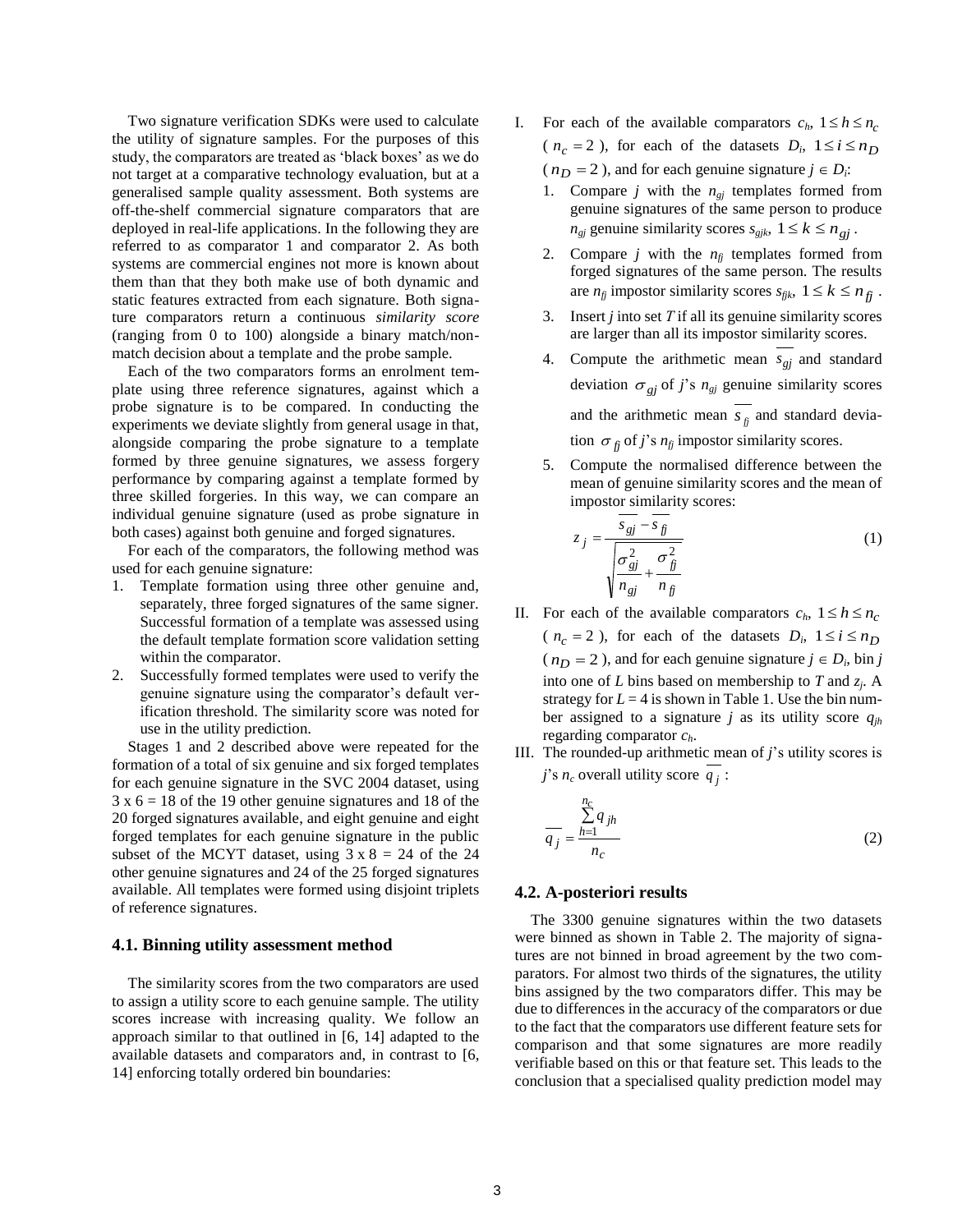Two signature verification SDKs were used to calculate the utility of signature samples. For the purposes of this study, the comparators are treated as 'black boxes' as we do not target at a comparative technology evaluation, but at a generalised sample quality assessment. Both systems are off-the-shelf commercial signature comparators that are deployed in real-life applications. In the following they are referred to as comparator 1 and comparator 2. As both systems are commercial engines not more is known about them than that they both make use of both dynamic and static features extracted from each signature. Both signature comparators return a continuous *similarity score* (ranging from 0 to 100) alongside a binary match/non-match decision about a template and the probe sample.

Each of the two comparators forms an enrolment template using three reference signatures, against which a probe signature is to be compared. In conducting the experiments we deviate slightly from general usage in that, alongside comparing the probe signature to a template formed by three genuine signatures, we assess forgery performance by comparing against a template formed by three skilled forgeries. In this way, we can compare an individual genuine signature (used as probe signature in both cases) against both genuine and forged signatures.

For each of the comparators, the following method was used for each genuine signature:

1. Template formation using three other genuine and, separately, three forged signatures of the same signer. Successful formation of a template was assessed using the default template formation score validation setting within the comparator.
2. Successfully formed templates were used to verify the genuine signature using the comparator's default verification threshold. The similarity score was noted for use in the utility prediction.

Stages 1 and 2 described above were repeated for the formation of a total of six genuine and six forged templates for each genuine signature in the SVC 2004 dataset, using 3 x 6 = 18 of the 19 other genuine signatures and 18 of the 20 forged signatures available, and eight genuine and eight forged templates for each genuine signature in the public subset of the MCYT dataset, using 3 x 8 = 24 of the 24 other genuine signatures and 24 of the 25 forged signatures available. All templates were formed using disjoint triplets of reference signatures.

### 4.1. Binning utility assessment method

The similarity scores from the two comparators are used to assign a utility score to each genuine sample. The utility scores increase with increasing quality. We follow an approach similar to that outlined in [6, 14] adapted to the available datasets and comparators and, in contrast to [6, 14] enforcing totally ordered bin boundaries:

I. For each of the available comparators $c_h$, $1 \le h \le n_c$ ($n_c = 2$), for each of the datasets $D_i$, $1 \le i \le n_D$ ($n_D = 2$), and for each genuine signature $j \in D_i$:
   1. Compare $j$ with the $n_{gj}$ templates formed from genuine signatures of the same person to produce $n_{gj}$ genuine similarity scores $s_{gjk}$, $1 \le k \le n_{gj}$.
   2. Compare $j$ with the $n_{fj}$ templates formed from forged signatures of the same person. The results are $n_{fj}$ impostor similarity scores $s_{fjk}$, $1 \le k \le n_{fj}$.
   3. Insert $j$ into set $T$ if all its genuine similarity scores are larger than all its impostor similarity scores.
   4. Compute the arithmetic mean $\overline{s_{gj}}$ and standard deviation $\sigma_{gj}$ of $j$'s $n_{gj}$ genuine similarity scores and the arithmetic mean $\overline{s_{fj}}$ and standard deviation $\sigma_{fj}$ of $j$'s $n_{fj}$ impostor similarity scores.
   5. Compute the normalised difference between the mean of genuine similarity scores and the mean of impostor similarity scores:

$$z_j = \frac{\overline{s_{gj}} - \overline{s_{fj}}}{\sqrt{\dfrac{\sigma_{gj}^2}{n_{gj}} + \dfrac{\sigma_{fj}^2}{n_{fj}}}} \tag{1}$$

II. For each of the available comparators $c_h$, $1 \le h \le n_c$ ($n_c = 2$), for each of the datasets $D_i$, $1 \le i \le n_D$ ($n_D = 2$), and for each genuine signature $j \in D_i$, bin $j$ into one of $L$ bins based on membership to $T$ and $z_j$. A strategy for $L = 4$ is shown in Table 1. Use the bin number assigned to a signature $j$ as its utility score $q_{jh}$ regarding comparator $c_h$.

III. The rounded-up arithmetic mean of $j$'s utility scores is $j$'s $n_c$ overall utility score $\overline{q_j}$:

$$\overline{q_j} = \frac{\sum_{h=1}^{n_c} q_{jh}}{n_c} \tag{2}$$

### 4.2. A-posteriori results

The 3300 genuine signatures within the two datasets were binned as shown in Table 2. The majority of signatures are not binned in broad agreement by the two comparators. For almost two thirds of the signatures, the utility bins assigned by the two comparators differ. This may be due to differences in the accuracy of the comparators or due to the fact that the comparators use different feature sets for comparison and that some signatures are more readily verifiable based on this or that feature set. This leads to the conclusion that a specialised quality prediction model may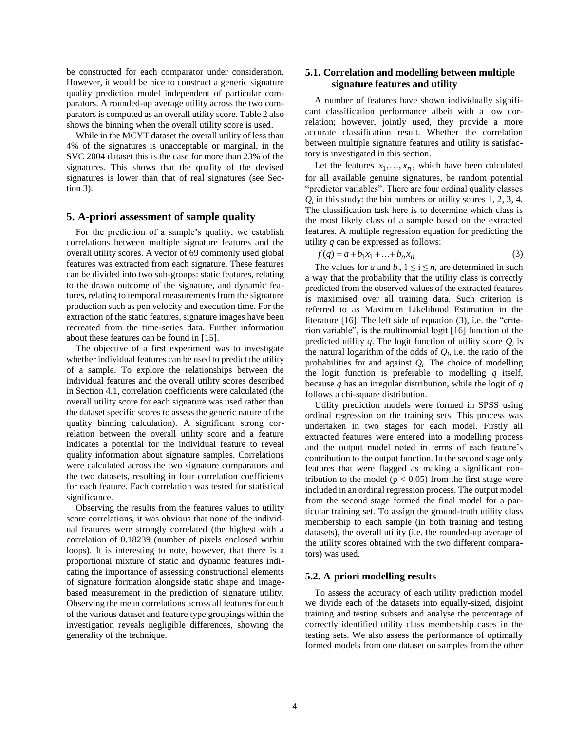be constructed for each comparator under consideration. However, it would be nice to construct a generic signature quality prediction model independent of particular comparators. A rounded-up average utility across the two comparators is computed as an overall utility score. Table 2 also shows the binning when the overall utility score is used.

While in the MCYT dataset the overall utility of less than 4% of the signatures is unacceptable or marginal, in the SVC 2004 dataset this is the case for more than 23% of the signatures. This shows that the quality of the devised signatures is lower than that of real signatures (see Section 3).

## 5. A-priori assessment of sample quality

For the prediction of a sample's quality, we establish correlations between multiple signature features and the overall utility scores. A vector of 69 commonly used global features was extracted from each signature. These features can be divided into two sub-groups: static features, relating to the drawn outcome of the signature, and dynamic features, relating to temporal measurements from the signature production such as pen velocity and execution time. For the extraction of the static features, signature images have been recreated from the time-series data. Further information about these features can be found in [15].

The objective of a first experiment was to investigate whether individual features can be used to predict the utility of a sample. To explore the relationships between the individual features and the overall utility scores described in Section 4.1, correlation coefficients were calculated (the overall utility score for each signature was used rather than the dataset specific scores to assess the generic nature of the quality binning calculation). A significant strong correlation between the overall utility score and a feature indicates a potential for the individual feature to reveal quality information about signature samples. Correlations were calculated across the two signature comparators and the two datasets, resulting in four correlation coefficients for each feature. Each correlation was tested for statistical significance.

Observing the results from the features values to utility score correlations, it was obvious that none of the individual features were strongly correlated (the highest with a correlation of 0.18239 (number of pixels enclosed within loops). It is interesting to note, however, that there is a proportional mixture of static and dynamic features indicating the importance of assessing constructional elements of signature formation alongside static shape and image-based measurement in the prediction of signature utility. Observing the mean correlations across all features for each of the various dataset and feature type groupings within the investigation reveals negligible differences, showing the generality of the technique.

### 5.1. Correlation and modelling between multiple signature features and utility

A number of features have shown individually significant classification performance albeit with a low correlation; however, jointly used, they provide a more accurate classification result. Whether the correlation between multiple signature features and utility is satisfactory is investigated in this section.

Let the features $x_1, \ldots, x_n$, which have been calculated for all available genuine signatures, be random potential "predictor variables". There are four ordinal quality classes $Q_i$ in this study: the bin numbers or utility scores 1, 2, 3, 4. The classification task here is to determine which class is the most likely class of a sample based on the extracted features. A multiple regression equation for predicting the utility $q$ can be expressed as follows:

$$f(q) = a + b_1 x_1 + \ldots + b_n x_n \quad (3)$$

The values for $a$ and $b_i$, $1 \leq i \leq n$, are determined in such a way that the probability that the utility class is correctly predicted from the observed values of the extracted features is maximised over all training data. Such criterion is referred to as Maximum Likelihood Estimation in the literature [16]. The left side of equation (3), i.e. the "criterion variable", is the multinomial logit [16] function of the predicted utility $q$. The logit function of utility score $Q_i$ is the natural logarithm of the odds of $Q_i$, i.e. the ratio of the probabilities for and against $Q_i$. The choice of modelling the logit function is preferable to modelling $q$ itself, because $q$ has an irregular distribution, while the logit of $q$ follows a chi-square distribution.

Utility prediction models were formed in SPSS using ordinal regression on the training sets. This process was undertaken in two stages for each model. Firstly all extracted features were entered into a modelling process and the output model noted in terms of each feature's contribution to the output function. In the second stage only features that were flagged as making a significant contribution to the model ($p < 0.05$) from the first stage were included in an ordinal regression process. The output model from the second stage formed the final model for a particular training set. To assign the ground-truth utility class membership to each sample (in both training and testing datasets), the overall utility (i.e. the rounded-up average of the utility scores obtained with the two different comparators) was used.

### 5.2. A-priori modelling results

To assess the accuracy of each utility prediction model we divide each of the datasets into equally-sized, disjoint training and testing subsets and analyse the percentage of correctly identified utility class membership cases in the testing sets. We also assess the performance of optimally formed models from one dataset on samples from the other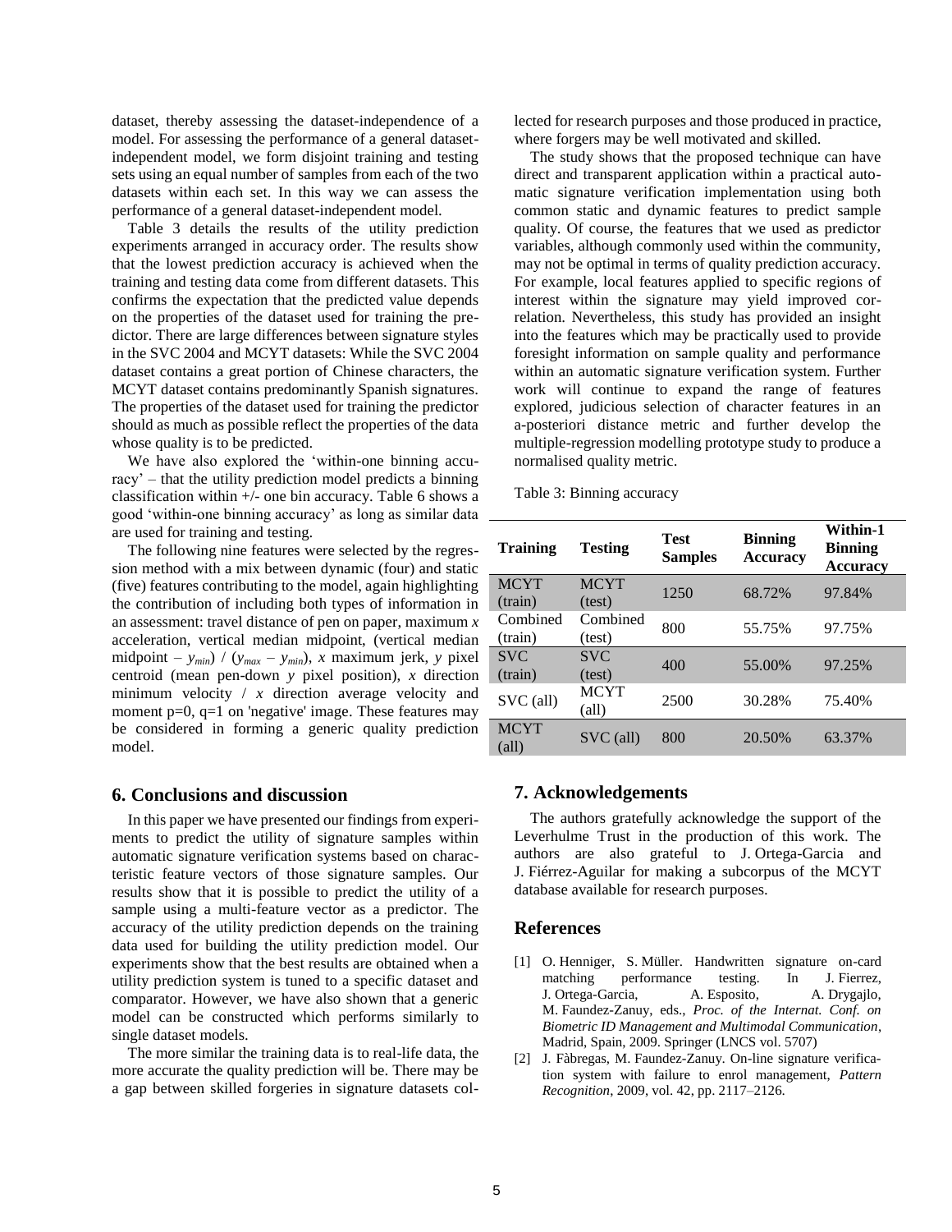dataset, thereby assessing the dataset-independence of a model. For assessing the performance of a general dataset-independent model, we form disjoint training and testing sets using an equal number of samples from each of the two datasets within each set. In this way we can assess the performance of a general dataset-independent model.

Table 3 details the results of the utility prediction experiments arranged in accuracy order. The results show that the lowest prediction accuracy is achieved when the training and testing data come from different datasets. This confirms the expectation that the predicted value depends on the properties of the dataset used for training the predictor. There are large differences between signature styles in the SVC 2004 and MCYT datasets: While the SVC 2004 dataset contains a great portion of Chinese characters, the MCYT dataset contains predominantly Spanish signatures. The properties of the dataset used for training the predictor should as much as possible reflect the properties of the data whose quality is to be predicted.

We have also explored the 'within-one binning accuracy' – that the utility prediction model predicts a binning classification within +/- one bin accuracy. Table 6 shows a good 'within-one binning accuracy' as long as similar data are used for training and testing.

The following nine features were selected by the regression method with a mix between dynamic (four) and static (five) features contributing to the model, again highlighting the contribution of including both types of information in an assessment: travel distance of pen on paper, maximum $x$ acceleration, vertical median midpoint, (vertical median midpoint – $y_{min}$) / ($y_{max}$ – $y_{min}$), $x$ maximum jerk, $y$ pixel centroid (mean pen-down $y$ pixel position), $x$ direction minimum velocity / $x$ direction average velocity and moment p=0, q=1 on 'negative' image. These features may be considered in forming a generic quality prediction model.

## 6. Conclusions and discussion

In this paper we have presented our findings from experiments to predict the utility of signature samples within automatic signature verification systems based on characteristic feature vectors of those signature samples. Our results show that it is possible to predict the utility of a sample using a multi-feature vector as a predictor. The accuracy of the utility prediction depends on the training data used for building the utility prediction model. Our experiments show that the best results are obtained when a utility prediction system is tuned to a specific dataset and comparator. However, we have also shown that a generic model can be constructed which performs similarly to single dataset models.

The more similar the training data is to real-life data, the more accurate the quality prediction will be. There may be a gap between skilled forgeries in signature datasets collected for research purposes and those produced in practice, where forgers may be well motivated and skilled.

The study shows that the proposed technique can have direct and transparent application within a practical automatic signature verification implementation using both common static and dynamic features to predict sample quality. Of course, the features that we used as predictor variables, although commonly used within the community, may not be optimal in terms of quality prediction accuracy. For example, local features applied to specific regions of interest within the signature may yield improved correlation. Nevertheless, this study has provided an insight into the features which may be practically used to provide foresight information on sample quality and performance within an automatic signature verification system. Further work will continue to expand the range of features explored, judicious selection of character features in an a-posteriori distance metric and further develop the multiple-regression modelling prototype study to produce a normalised quality metric.

Table 3: Binning accuracy

| Training | Testing | Test Samples | Binning Accuracy | Within-1 Binning Accuracy |
|---|---|---|---|---|
| MCYT (train) | MCYT (test) | 1250 | 68.72% | 97.84% |
| Combined (train) | Combined (test) | 800 | 55.75% | 97.75% |
| SVC (train) | SVC (test) | 400 | 55.00% | 97.25% |
| SVC (all) | MCYT (all) | 2500 | 30.28% | 75.40% |
| MCYT (all) | SVC (all) | 800 | 20.50% | 63.37% |

## 7. Acknowledgements

The authors gratefully acknowledge the support of the Leverhulme Trust in the production of this work. The authors are also grateful to J. Ortega-Garcia and J. Fiérrez-Aguilar for making a subcorpus of the MCYT database available for research purposes.

## References

[1] O. Henniger, S. Müller. Handwritten signature on-card matching performance testing. In J. Fierrez, J. Ortega-Garcia, A. Esposito, A. Drygajlo, M. Faundez-Zanuy, eds., *Proc. of the Internat. Conf. on Biometric ID Management and Multimodal Communication*, Madrid, Spain, 2009. Springer (LNCS vol. 5707)

[2] J. Fàbregas, M. Faundez-Zanuy. On-line signature verification system with failure to enrol management, *Pattern Recognition*, 2009, vol. 42, pp. 2117–2126.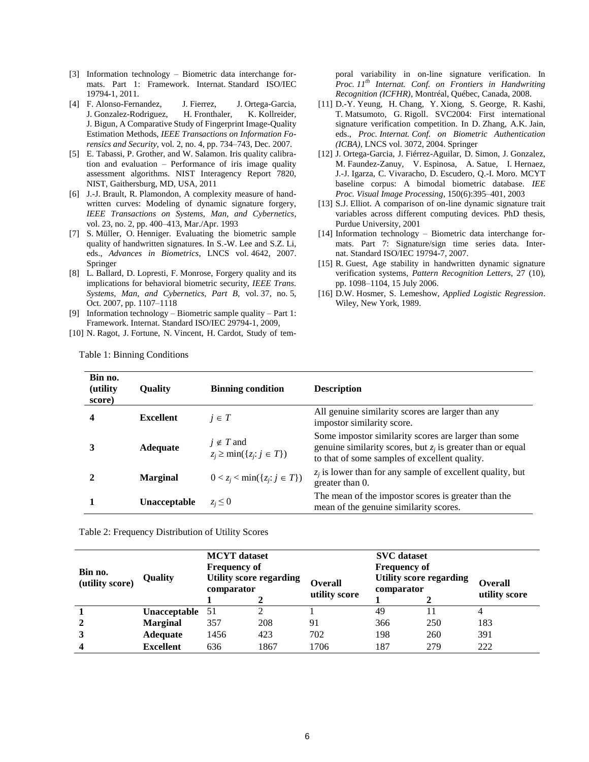[3] Information technology – Biometric data interchange formats. Part 1: Framework. Internat. Standard ISO/IEC 19794-1, 2011.

[4] F. Alonso-Fernandez, J. Fierrez, J. Ortega-Garcia, J. Gonzalez-Rodriguez, H. Fronthaler, K. Kollreider, J. Bigun, A Comparative Study of Fingerprint Image-Quality Estimation Methods, *IEEE Transactions on Information Forensics and Security*, vol. 2, no. 4, pp. 734–743, Dec. 2007.

[5] E. Tabassi, P. Grother, and W. Salamon. Iris quality calibration and evaluation – Performance of iris image quality assessment algorithms. NIST Interagency Report 7820, NIST, Gaithersburg, MD, USA, 2011

[6] J.-J. Brault, R. Plamondon, A complexity measure of handwritten curves: Modeling of dynamic signature forgery, *IEEE Transactions on Systems, Man, and Cybernetics*, vol. 23, no. 2, pp. 400–413, Mar./Apr. 1993

[7] S. Müller, O. Henniger. Evaluating the biometric sample quality of handwritten signatures. In S.-W. Lee and S.Z. Li, eds., *Advances in Biometrics*, LNCS vol. 4642, 2007. Springer

[8] L. Ballard, D. Lopresti, F. Monrose, Forgery quality and its implications for behavioral biometric security, *IEEE Trans. Systems, Man, and Cybernetics, Part B*, vol. 37, no. 5, Oct. 2007, pp. 1107–1118

[9] Information technology – Biometric sample quality – Part 1: Framework. Internat. Standard ISO/IEC 29794-1, 2009,

[10] N. Ragot, J. Fortune, N. Vincent, H. Cardot, Study of temporal variability in on-line signature verification. In *Proc. 11th Internat. Conf. on Frontiers in Handwriting Recognition (ICFHR)*, Montréal, Québec, Canada, 2008.

[11] D.-Y. Yeung, H. Chang, Y. Xiong, S. George, R. Kashi, T. Matsumoto, G. Rigoll. SVC2004: First international signature verification competition. In D. Zhang, A.K. Jain, eds., *Proc. Internat. Conf. on Biometric Authentication (ICBA)*, LNCS vol. 3072, 2004. Springer

[12] J. Ortega-Garcia, J. Fiérrez-Aguilar, D. Simon, J. Gonzalez, M. Faundez-Zanuy, V. Espinosa, A. Satue, I. Hernaez, J.-J. Igarza, C. Vivaracho, D. Escudero, Q.-I. Moro. MCYT baseline corpus: A bimodal biometric database. *IEE Proc. Visual Image Processing*, 150(6):395–401, 2003

[13] S.J. Elliot. A comparison of on-line dynamic signature trait variables across different computing devices. PhD thesis, Purdue University, 2001

[14] Information technology – Biometric data interchange formats. Part 7: Signature/sign time series data. Internat. Standard ISO/IEC 19794-7, 2007.

[15] R. Guest, Age stability in handwritten dynamic signature verification systems, *Pattern Recognition Letters*, 27 (10), pp. 1098–1104, 15 July 2006.

[16] D.W. Hosmer, S. Lemeshow, *Applied Logistic Regression*. Wiley, New York, 1989.

Table 1: Binning Conditions

| Bin no. (utility score) | Quality | Binning condition | Description |
|---|---|---|---|
| **4** | **Excellent** | $j \in T$ | All genuine similarity scores are larger than any impostor similarity score. |
| **3** | **Adequate** | $j \notin T$ and $z_j \geq \min(\{z_j: j \in T\})$ | Some impostor similarity scores are larger than some genuine similarity scores, but $z_j$ is greater than or equal to that of some samples of excellent quality. |
| **2** | **Marginal** | $0 < z_j < \min(\{z_j: j \in T\})$ | $z_j$ is lower than for any sample of excellent quality, but greater than 0. |
| **1** | **Unacceptable** | $z_j \leq 0$ | The mean of the impostor scores is greater than the mean of the genuine similarity scores. |

Table 2: Frequency Distribution of Utility Scores

| Bin no. (utility score) | Quality | MCYT dataset Frequency of Utility score regarding comparator 1 | MCYT dataset Frequency of Utility score regarding comparator 2 | MCYT dataset Overall utility score | SVC dataset Frequency of Utility score regarding comparator 1 | SVC dataset Frequency of Utility score regarding comparator 2 | SVC dataset Overall utility score |
|---|---|---|---|---|---|---|---|
| **1** | **Unacceptable** | 51 | 2 | 1 | 49 | 11 | 4 |
| **2** | **Marginal** | 357 | 208 | 91 | 366 | 250 | 183 |
| **3** | **Adequate** | 1456 | 423 | 702 | 198 | 260 | 391 |
| **4** | **Excellent** | 636 | 1867 | 1706 | 187 | 279 | 222 |